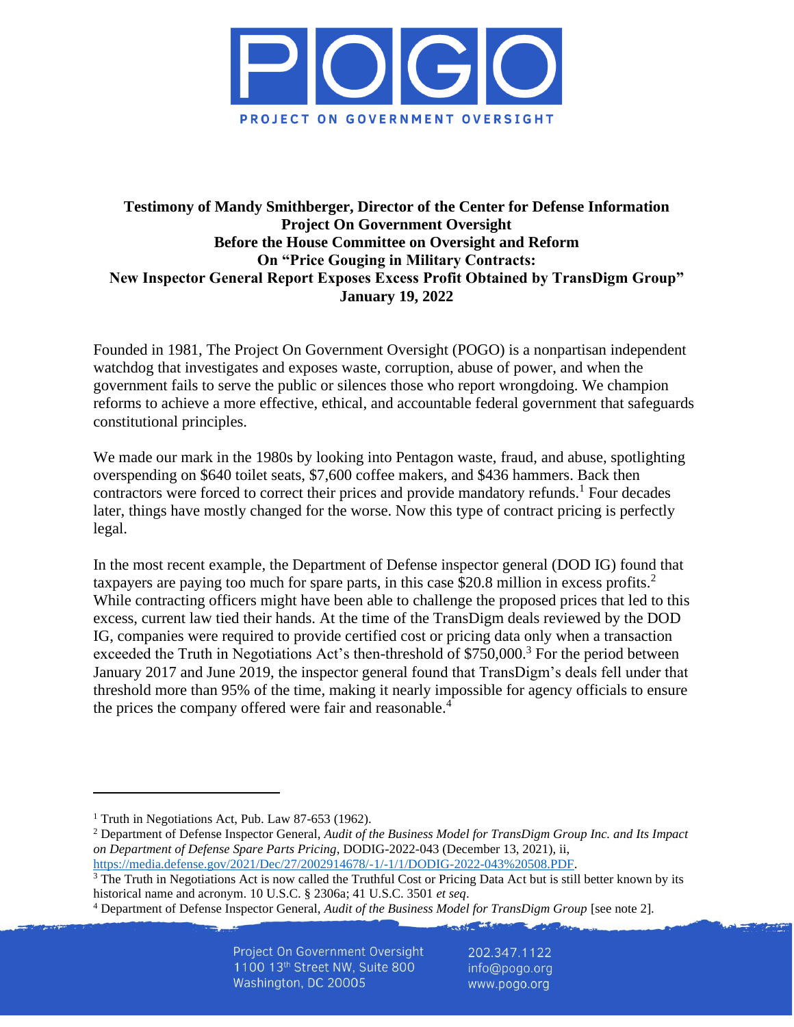**Testimony of Mandy Smithberger, Director of the Center for Defense Information**
**Project On Government Oversight**
**Before the House Committee on Oversight and Reform**
**On "Price Gouging in Military Contracts:**
**New Inspector General Report Exposes Excess Profit Obtained by TransDigm Group"**
**January 19, 2022**

Founded in 1981, The Project On Government Oversight (POGO) is a nonpartisan independent watchdog that investigates and exposes waste, corruption, abuse of power, and when the government fails to serve the public or silences those who report wrongdoing. We champion reforms to achieve a more effective, ethical, and accountable federal government that safeguards constitutional principles.

We made our mark in the 1980s by looking into Pentagon waste, fraud, and abuse, spotlighting overspending on $640 toilet seats, $7,600 coffee makers, and $436 hammers. Back then contractors were forced to correct their prices and provide mandatory refunds.[1] Four decades later, things have mostly changed for the worse. Now this type of contract pricing is perfectly legal.

In the most recent example, the Department of Defense inspector general (DOD IG) found that taxpayers are paying too much for spare parts, in this case $20.8 million in excess profits.[2] While contracting officers might have been able to challenge the proposed prices that led to this excess, current law tied their hands. At the time of the TransDigm deals reviewed by the DOD IG, companies were required to provide certified cost or pricing data only when a transaction exceeded the Truth in Negotiations Act's then-threshold of $750,000.[3] For the period between January 2017 and June 2019, the inspector general found that TransDigm's deals fell under that threshold more than 95% of the time, making it nearly impossible for agency officials to ensure the prices the company offered were fair and reasonable.[4]

---

[1] Truth in Negotiations Act, Pub. Law 87-653 (1962).

[2] Department of Defense Inspector General, *Audit of the Business Model for TransDigm Group Inc. and Its Impact on Department of Defense Spare Parts Pricing*, DODIG-2022-043 (December 13, 2021), ii, https://media.defense.gov/2021/Dec/27/2002914678/-1/-1/1/DODIG-2022-043%20508.PDF.

[3] The Truth in Negotiations Act is now called the Truthful Cost or Pricing Data Act but is still better known by its historical name and acronym. 10 U.S.C. § 2306a; 41 U.S.C. 3501 *et seq*.

[4] Department of Defense Inspector General, *Audit of the Business Model for TransDigm Group* [see note 2].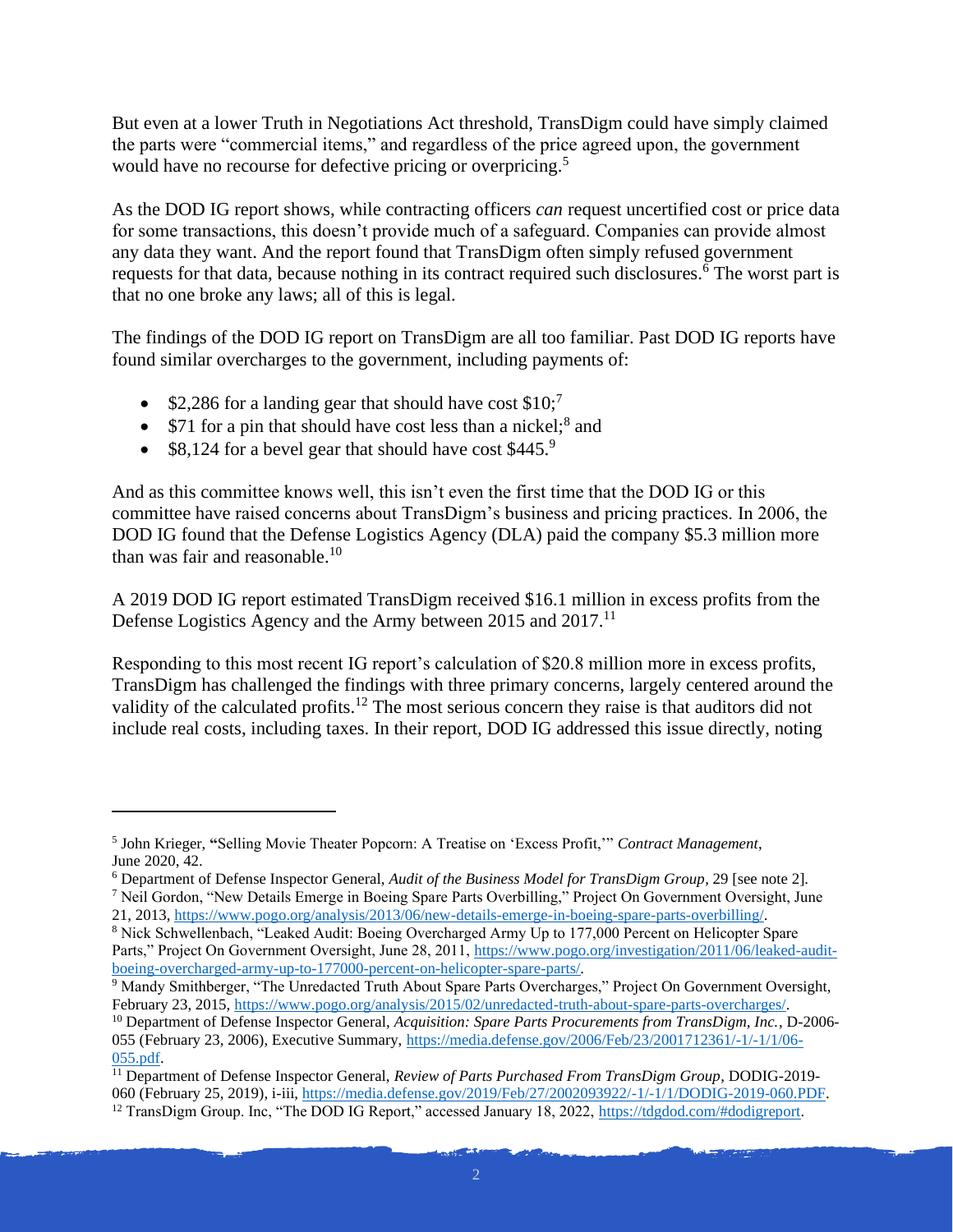But even at a lower Truth in Negotiations Act threshold, TransDigm could have simply claimed the parts were "commercial items," and regardless of the price agreed upon, the government would have no recourse for defective pricing or overpricing.[5]

As the DOD IG report shows, while contracting officers *can* request uncertified cost or price data for some transactions, this doesn't provide much of a safeguard. Companies can provide almost any data they want. And the report found that TransDigm often simply refused government requests for that data, because nothing in its contract required such disclosures.[6] The worst part is that no one broke any laws; all of this is legal.

The findings of the DOD IG report on TransDigm are all too familiar. Past DOD IG reports have found similar overcharges to the government, including payments of:

- $2,286 for a landing gear that should have cost $10;[7]
- $71 for a pin that should have cost less than a nickel;[8] and
- $8,124 for a bevel gear that should have cost $445.[9]

And as this committee knows well, this isn't even the first time that the DOD IG or this committee have raised concerns about TransDigm's business and pricing practices. In 2006, the DOD IG found that the Defense Logistics Agency (DLA) paid the company $5.3 million more than was fair and reasonable.[10]

A 2019 DOD IG report estimated TransDigm received $16.1 million in excess profits from the Defense Logistics Agency and the Army between 2015 and 2017.[11]

Responding to this most recent IG report's calculation of $20.8 million more in excess profits, TransDigm has challenged the findings with three primary concerns, largely centered around the validity of the calculated profits.[12] The most serious concern they raise is that auditors did not include real costs, including taxes. In their report, DOD IG addressed this issue directly, noting

---

[5] John Krieger, "Selling Movie Theater Popcorn: A Treatise on 'Excess Profit,'" *Contract Management*, June 2020, 42.

[6] Department of Defense Inspector General, *Audit of the Business Model for TransDigm Group*, 29 [see note 2].

[7] Neil Gordon, "New Details Emerge in Boeing Spare Parts Overbilling," Project On Government Oversight, June 21, 2013, https://www.pogo.org/analysis/2013/06/new-details-emerge-in-boeing-spare-parts-overbilling/.

[8] Nick Schwellenbach, "Leaked Audit: Boeing Overcharged Army Up to 177,000 Percent on Helicopter Spare Parts," Project On Government Oversight, June 28, 2011, https://www.pogo.org/investigation/2011/06/leaked-audit-boeing-overcharged-army-up-to-177000-percent-on-helicopter-spare-parts/.

[9] Mandy Smithberger, "The Unredacted Truth About Spare Parts Overcharges," Project On Government Oversight, February 23, 2015, https://www.pogo.org/analysis/2015/02/unredacted-truth-about-spare-parts-overcharges/.

[10] Department of Defense Inspector General, *Acquisition: Spare Parts Procurements from TransDigm, Inc.*, D-2006-055 (February 23, 2006), Executive Summary, https://media.defense.gov/2006/Feb/23/2001712361/-1/-1/1/06-055.pdf.

[11] Department of Defense Inspector General, *Review of Parts Purchased From TransDigm Group*, DODIG-2019-060 (February 25, 2019), i-iii, https://media.defense.gov/2019/Feb/27/2002093922/-1/-1/1/DODIG-2019-060.PDF.

[12] TransDigm Group. Inc, "The DOD IG Report," accessed January 18, 2022, https://tdgdod.com/#dodigreport.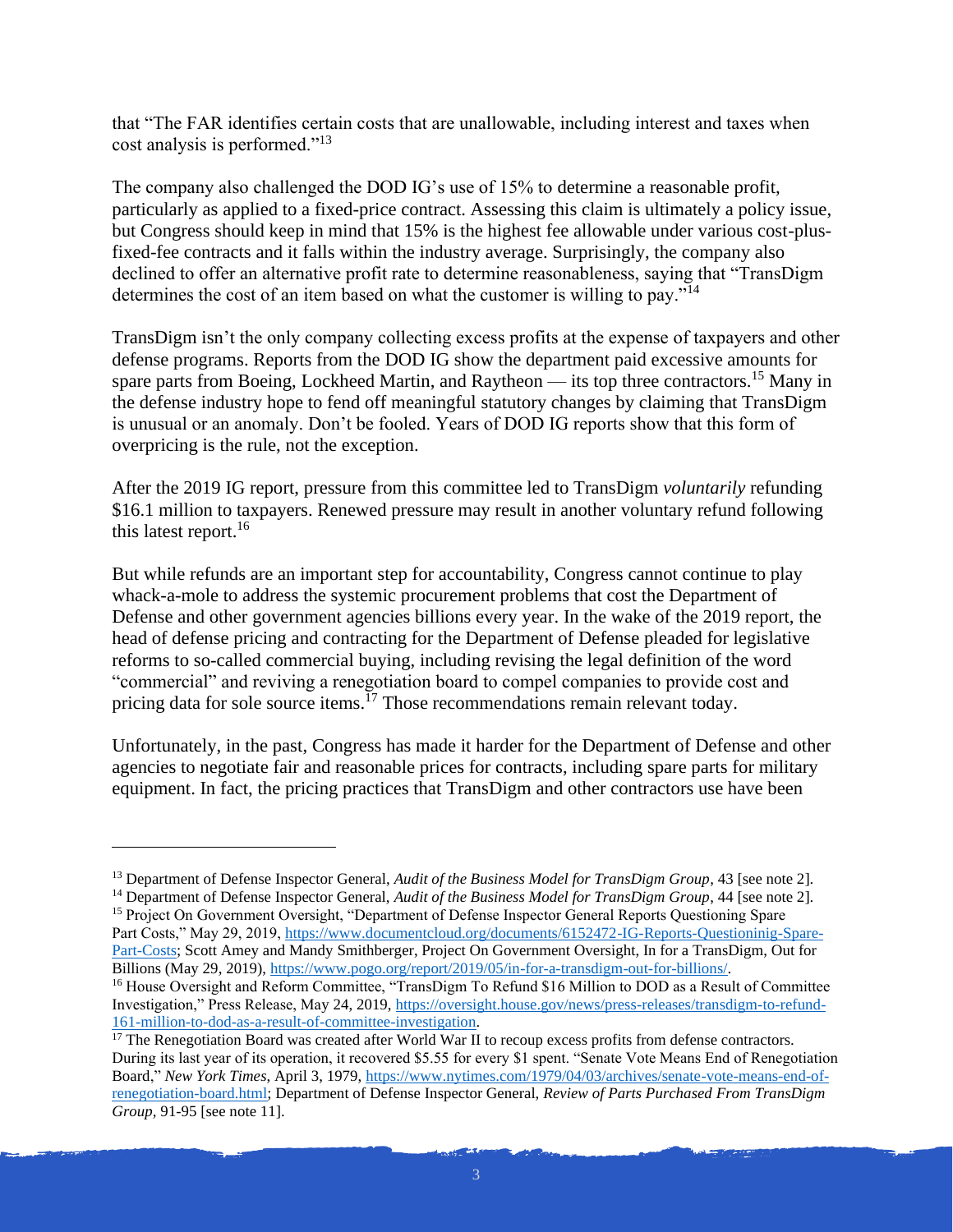that "The FAR identifies certain costs that are unallowable, including interest and taxes when cost analysis is performed."[13]

The company also challenged the DOD IG's use of 15% to determine a reasonable profit, particularly as applied to a fixed-price contract. Assessing this claim is ultimately a policy issue, but Congress should keep in mind that 15% is the highest fee allowable under various cost-plus-fixed-fee contracts and it falls within the industry average. Surprisingly, the company also declined to offer an alternative profit rate to determine reasonableness, saying that "TransDigm determines the cost of an item based on what the customer is willing to pay."[14]

TransDigm isn't the only company collecting excess profits at the expense of taxpayers and other defense programs. Reports from the DOD IG show the department paid excessive amounts for spare parts from Boeing, Lockheed Martin, and Raytheon — its top three contractors.[15] Many in the defense industry hope to fend off meaningful statutory changes by claiming that TransDigm is unusual or an anomaly. Don't be fooled. Years of DOD IG reports show that this form of overpricing is the rule, not the exception.

After the 2019 IG report, pressure from this committee led to TransDigm *voluntarily* refunding $16.1 million to taxpayers. Renewed pressure may result in another voluntary refund following this latest report.[16]

But while refunds are an important step for accountability, Congress cannot continue to play whack-a-mole to address the systemic procurement problems that cost the Department of Defense and other government agencies billions every year. In the wake of the 2019 report, the head of defense pricing and contracting for the Department of Defense pleaded for legislative reforms to so-called commercial buying, including revising the legal definition of the word "commercial" and reviving a renegotiation board to compel companies to provide cost and pricing data for sole source items.[17] Those recommendations remain relevant today.

Unfortunately, in the past, Congress has made it harder for the Department of Defense and other agencies to negotiate fair and reasonable prices for contracts, including spare parts for military equipment. In fact, the pricing practices that TransDigm and other contractors use have been

---

[13] Department of Defense Inspector General, *Audit of the Business Model for TransDigm Group*, 43 [see note 2].

[14] Department of Defense Inspector General, *Audit of the Business Model for TransDigm Group*, 44 [see note 2].

[15] Project On Government Oversight, "Department of Defense Inspector General Reports Questioning Spare Part Costs," May 29, 2019, https://www.documentcloud.org/documents/6152472-IG-Reports-Questioninig-Spare-Part-Costs; Scott Amey and Mandy Smithberger, Project On Government Oversight, In for a TransDigm, Out for Billions (May 29, 2019), https://www.pogo.org/report/2019/05/in-for-a-transdigm-out-for-billions/.

[16] House Oversight and Reform Committee, "TransDigm To Refund $16 Million to DOD as a Result of Committee Investigation," Press Release, May 24, 2019, https://oversight.house.gov/news/press-releases/transdigm-to-refund-161-million-to-dod-as-a-result-of-committee-investigation.

[17] The Renegotiation Board was created after World War II to recoup excess profits from defense contractors. During its last year of its operation, it recovered $5.55 for every $1 spent. "Senate Vote Means End of Renegotiation Board," *New York Times*, April 3, 1979, https://www.nytimes.com/1979/04/03/archives/senate-vote-means-end-of-renegotiation-board.html; Department of Defense Inspector General, *Review of Parts Purchased From TransDigm Group*, 91-95 [see note 11].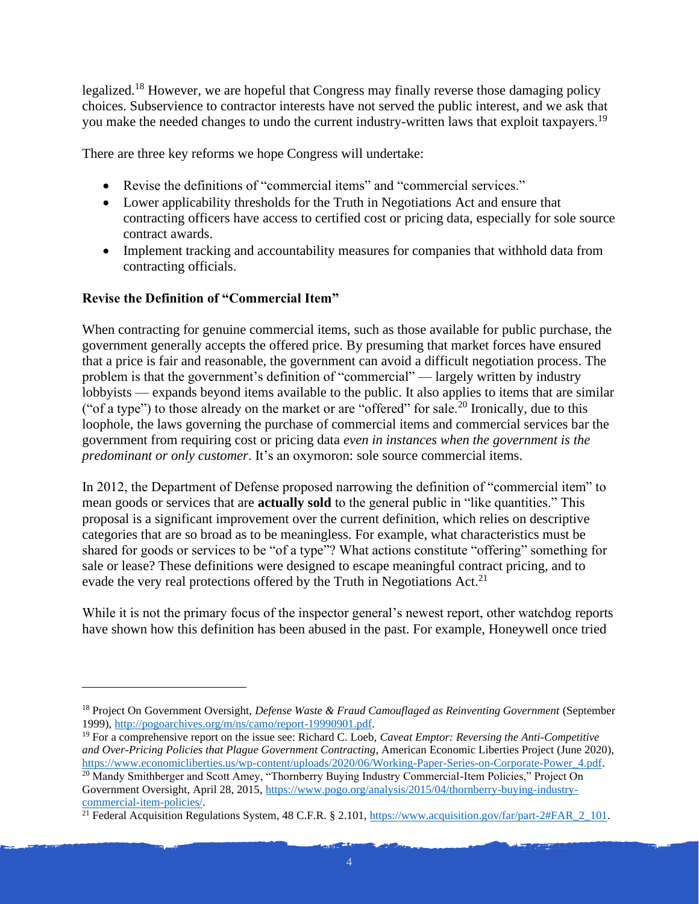legalized.[18] However, we are hopeful that Congress may finally reverse those damaging policy choices. Subservience to contractor interests have not served the public interest, and we ask that you make the needed changes to undo the current industry-written laws that exploit taxpayers.[19]

There are three key reforms we hope Congress will undertake:

- Revise the definitions of "commercial items" and "commercial services."
- Lower applicability thresholds for the Truth in Negotiations Act and ensure that contracting officers have access to certified cost or pricing data, especially for sole source contract awards.
- Implement tracking and accountability measures for companies that withhold data from contracting officials.

**Revise the Definition of "Commercial Item"**

When contracting for genuine commercial items, such as those available for public purchase, the government generally accepts the offered price. By presuming that market forces have ensured that a price is fair and reasonable, the government can avoid a difficult negotiation process. The problem is that the government's definition of "commercial" — largely written by industry lobbyists — expands beyond items available to the public. It also applies to items that are similar ("of a type") to those already on the market or are "offered" for sale.[20] Ironically, due to this loophole, the laws governing the purchase of commercial items and commercial services bar the government from requiring cost or pricing data *even in instances when the government is the predominant or only customer*. It's an oxymoron: sole source commercial items.

In 2012, the Department of Defense proposed narrowing the definition of "commercial item" to mean goods or services that are **actually sold** to the general public in "like quantities." This proposal is a significant improvement over the current definition, which relies on descriptive categories that are so broad as to be meaningless. For example, what characteristics must be shared for goods or services to be "of a type"? What actions constitute "offering" something for sale or lease? These definitions were designed to escape meaningful contract pricing, and to evade the very real protections offered by the Truth in Negotiations Act.[21]

While it is not the primary focus of the inspector general's newest report, other watchdog reports have shown how this definition has been abused in the past. For example, Honeywell once tried

---

[18] Project On Government Oversight, *Defense Waste & Fraud Camouflaged as Reinventing Government* (September 1999), http://pogoarchives.org/m/ns/camo/report-19990901.pdf.

[19] For a comprehensive report on the issue see: Richard C. Loeb, *Caveat Emptor: Reversing the Anti-Competitive and Over-Pricing Policies that Plague Government Contracting*, American Economic Liberties Project (June 2020), https://www.economicliberties.us/wp-content/uploads/2020/06/Working-Paper-Series-on-Corporate-Power_4.pdf.

[20] Mandy Smithberger and Scott Amey, "Thornberry Buying Industry Commercial-Item Policies," Project On Government Oversight, April 28, 2015, https://www.pogo.org/analysis/2015/04/thornberry-buying-industry-commercial-item-policies/.

[21] Federal Acquisition Regulations System, 48 C.F.R. § 2.101, https://www.acquisition.gov/far/part-2#FAR_2_101.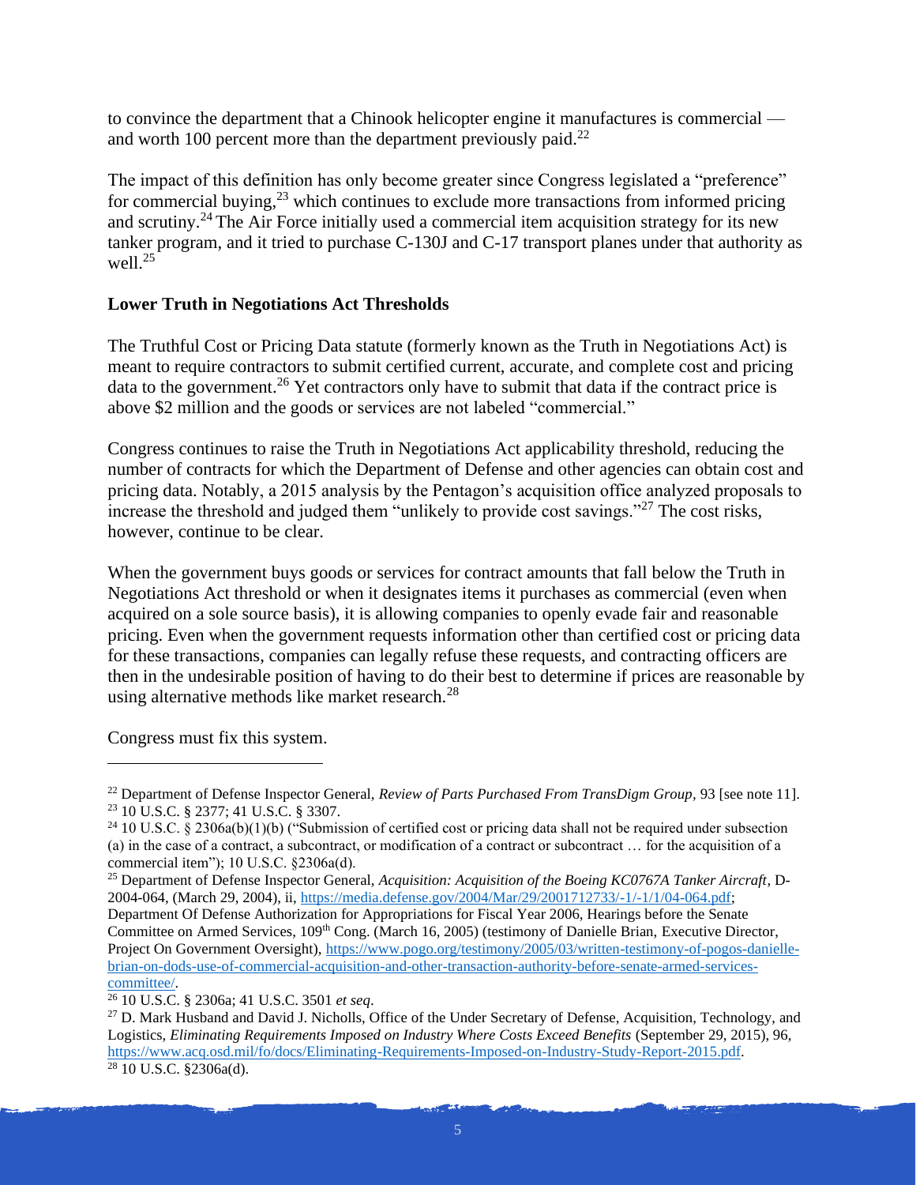to convince the department that a Chinook helicopter engine it manufactures is commercial — and worth 100 percent more than the department previously paid.[22]

The impact of this definition has only become greater since Congress legislated a "preference" for commercial buying,[23] which continues to exclude more transactions from informed pricing and scrutiny.[24] The Air Force initially used a commercial item acquisition strategy for its new tanker program, and it tried to purchase C-130J and C-17 transport planes under that authority as well.[25]

**Lower Truth in Negotiations Act Thresholds**

The Truthful Cost or Pricing Data statute (formerly known as the Truth in Negotiations Act) is meant to require contractors to submit certified current, accurate, and complete cost and pricing data to the government.[26] Yet contractors only have to submit that data if the contract price is above $2 million and the goods or services are not labeled "commercial."

Congress continues to raise the Truth in Negotiations Act applicability threshold, reducing the number of contracts for which the Department of Defense and other agencies can obtain cost and pricing data. Notably, a 2015 analysis by the Pentagon's acquisition office analyzed proposals to increase the threshold and judged them "unlikely to provide cost savings."[27] The cost risks, however, continue to be clear.

When the government buys goods or services for contract amounts that fall below the Truth in Negotiations Act threshold or when it designates items it purchases as commercial (even when acquired on a sole source basis), it is allowing companies to openly evade fair and reasonable pricing. Even when the government requests information other than certified cost or pricing data for these transactions, companies can legally refuse these requests, and contracting officers are then in the undesirable position of having to do their best to determine if prices are reasonable by using alternative methods like market research.[28]

Congress must fix this system.

---

[22] Department of Defense Inspector General, *Review of Parts Purchased From TransDigm Group*, 93 [see note 11].

[23] 10 U.S.C. § 2377; 41 U.S.C. § 3307.

[24] 10 U.S.C. § 2306a(b)(1)(b) ("Submission of certified cost or pricing data shall not be required under subsection (a) in the case of a contract, a subcontract, or modification of a contract or subcontract … for the acquisition of a commercial item"); 10 U.S.C. §2306a(d).

[25] Department of Defense Inspector General, *Acquisition: Acquisition of the Boeing KC0767A Tanker Aircraft*, D-2004-064, (March 29, 2004), ii, https://media.defense.gov/2004/Mar/29/2001712733/-1/-1/1/04-064.pdf; Department Of Defense Authorization for Appropriations for Fiscal Year 2006, Hearings before the Senate Committee on Armed Services, 109th Cong. (March 16, 2005) (testimony of Danielle Brian, Executive Director, Project On Government Oversight), https://www.pogo.org/testimony/2005/03/written-testimony-of-pogos-danielle-brian-on-dods-use-of-commercial-acquisition-and-other-transaction-authority-before-senate-armed-services-committee/.

[26] 10 U.S.C. § 2306a; 41 U.S.C. 3501 *et seq*.

[27] D. Mark Husband and David J. Nicholls, Office of the Under Secretary of Defense, Acquisition, Technology, and Logistics, *Eliminating Requirements Imposed on Industry Where Costs Exceed Benefits* (September 29, 2015), 96, https://www.acq.osd.mil/fo/docs/Eliminating-Requirements-Imposed-on-Industry-Study-Report-2015.pdf.

[28] 10 U.S.C. §2306a(d).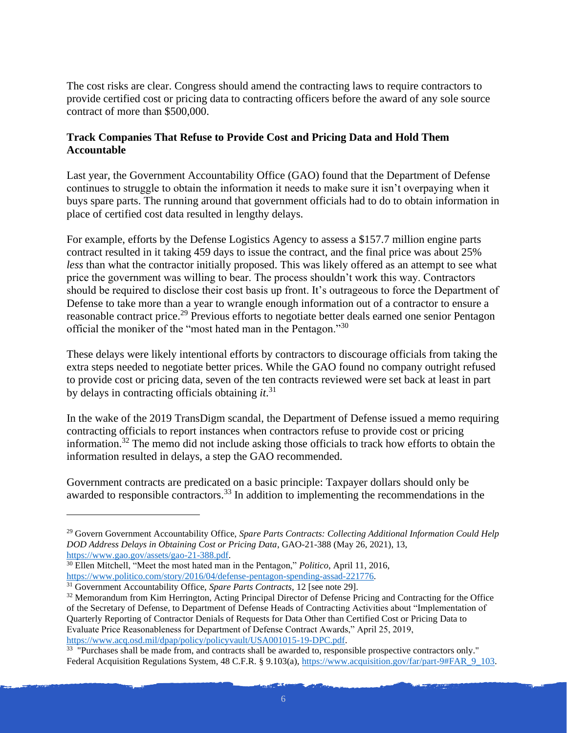The cost risks are clear. Congress should amend the contracting laws to require contractors to provide certified cost or pricing data to contracting officers before the award of any sole source contract of more than $500,000.

**Track Companies That Refuse to Provide Cost and Pricing Data and Hold Them Accountable**

Last year, the Government Accountability Office (GAO) found that the Department of Defense continues to struggle to obtain the information it needs to make sure it isn't overpaying when it buys spare parts. The running around that government officials had to do to obtain information in place of certified cost data resulted in lengthy delays.

For example, efforts by the Defense Logistics Agency to assess a $157.7 million engine parts contract resulted in it taking 459 days to issue the contract, and the final price was about 25% *less* than what the contractor initially proposed. This was likely offered as an attempt to see what price the government was willing to bear. The process shouldn't work this way. Contractors should be required to disclose their cost basis up front. It's outrageous to force the Department of Defense to take more than a year to wrangle enough information out of a contractor to ensure a reasonable contract price.[29] Previous efforts to negotiate better deals earned one senior Pentagon official the moniker of the "most hated man in the Pentagon."[30]

These delays were likely intentional efforts by contractors to discourage officials from taking the extra steps needed to negotiate better prices. While the GAO found no company outright refused to provide cost or pricing data, seven of the ten contracts reviewed were set back at least in part by delays in contracting officials obtaining *it*.[31]

In the wake of the 2019 TransDigm scandal, the Department of Defense issued a memo requiring contracting officials to report instances when contractors refuse to provide cost or pricing information.[32] The memo did not include asking those officials to track how efforts to obtain the information resulted in delays, a step the GAO recommended.

Government contracts are predicated on a basic principle: Taxpayer dollars should only be awarded to responsible contractors.[33] In addition to implementing the recommendations in the

---

[29] Govern Government Accountability Office, *Spare Parts Contracts: Collecting Additional Information Could Help DOD Address Delays in Obtaining Cost or Pricing Data*, GAO-21-388 (May 26, 2021), 13, https://www.gao.gov/assets/gao-21-388.pdf.

[30] Ellen Mitchell, "Meet the most hated man in the Pentagon," *Politico*, April 11, 2016, https://www.politico.com/story/2016/04/defense-pentagon-spending-assad-221776.

[31] Government Accountability Office, *Spare Parts Contracts*, 12 [see note 29].

[32] Memorandum from Kim Herrington, Acting Principal Director of Defense Pricing and Contracting for the Office of the Secretary of Defense, to Department of Defense Heads of Contracting Activities about "Implementation of Quarterly Reporting of Contractor Denials of Requests for Data Other than Certified Cost or Pricing Data to Evaluate Price Reasonableness for Department of Defense Contract Awards," April 25, 2019, https://www.acq.osd.mil/dpap/policy/policyvault/USA001015-19-DPC.pdf.

[33] "Purchases shall be made from, and contracts shall be awarded to, responsible prospective contractors only." Federal Acquisition Regulations System, 48 C.F.R. § 9.103(a), https://www.acquisition.gov/far/part-9#FAR_9_103.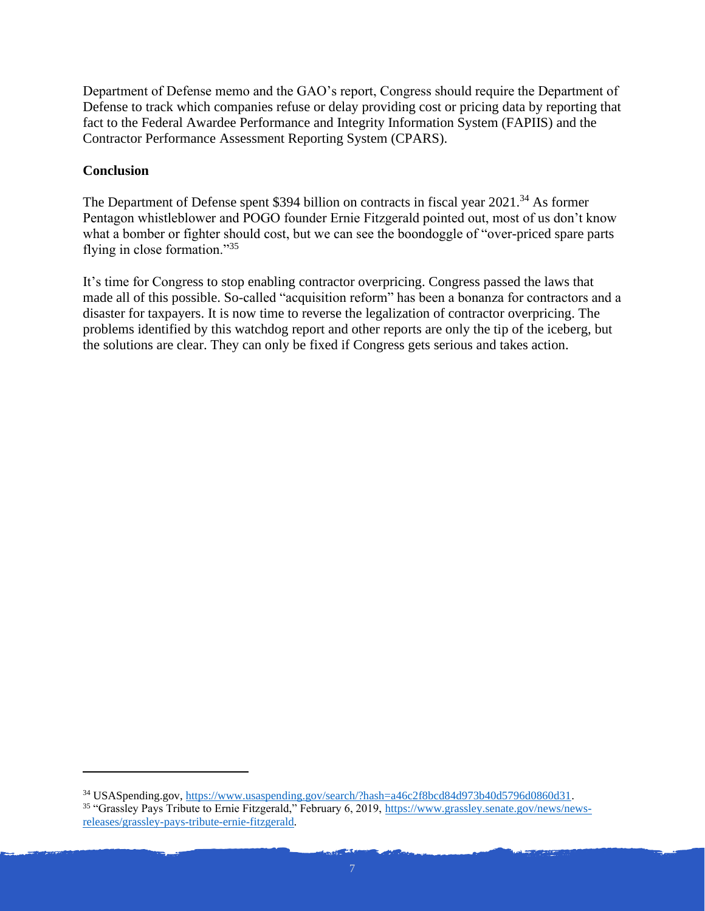Department of Defense memo and the GAO's report, Congress should require the Department of Defense to track which companies refuse or delay providing cost or pricing data by reporting that fact to the Federal Awardee Performance and Integrity Information System (FAPIIS) and the Contractor Performance Assessment Reporting System (CPARS).

**Conclusion**

The Department of Defense spent $394 billion on contracts in fiscal year 2021.[34] As former Pentagon whistleblower and POGO founder Ernie Fitzgerald pointed out, most of us don't know what a bomber or fighter should cost, but we can see the boondoggle of "over-priced spare parts flying in close formation."[35]

It's time for Congress to stop enabling contractor overpricing. Congress passed the laws that made all of this possible. So-called "acquisition reform" has been a bonanza for contractors and a disaster for taxpayers. It is now time to reverse the legalization of contractor overpricing. The problems identified by this watchdog report and other reports are only the tip of the iceberg, but the solutions are clear. They can only be fixed if Congress gets serious and takes action.

---

[34] USASpending.gov, https://www.usaspending.gov/search/?hash=a46c2f8bcd84d973b40d5796d0860d31.

[35] "Grassley Pays Tribute to Ernie Fitzgerald," February 6, 2019, https://www.grassley.senate.gov/news/news-releases/grassley-pays-tribute-ernie-fitzgerald.